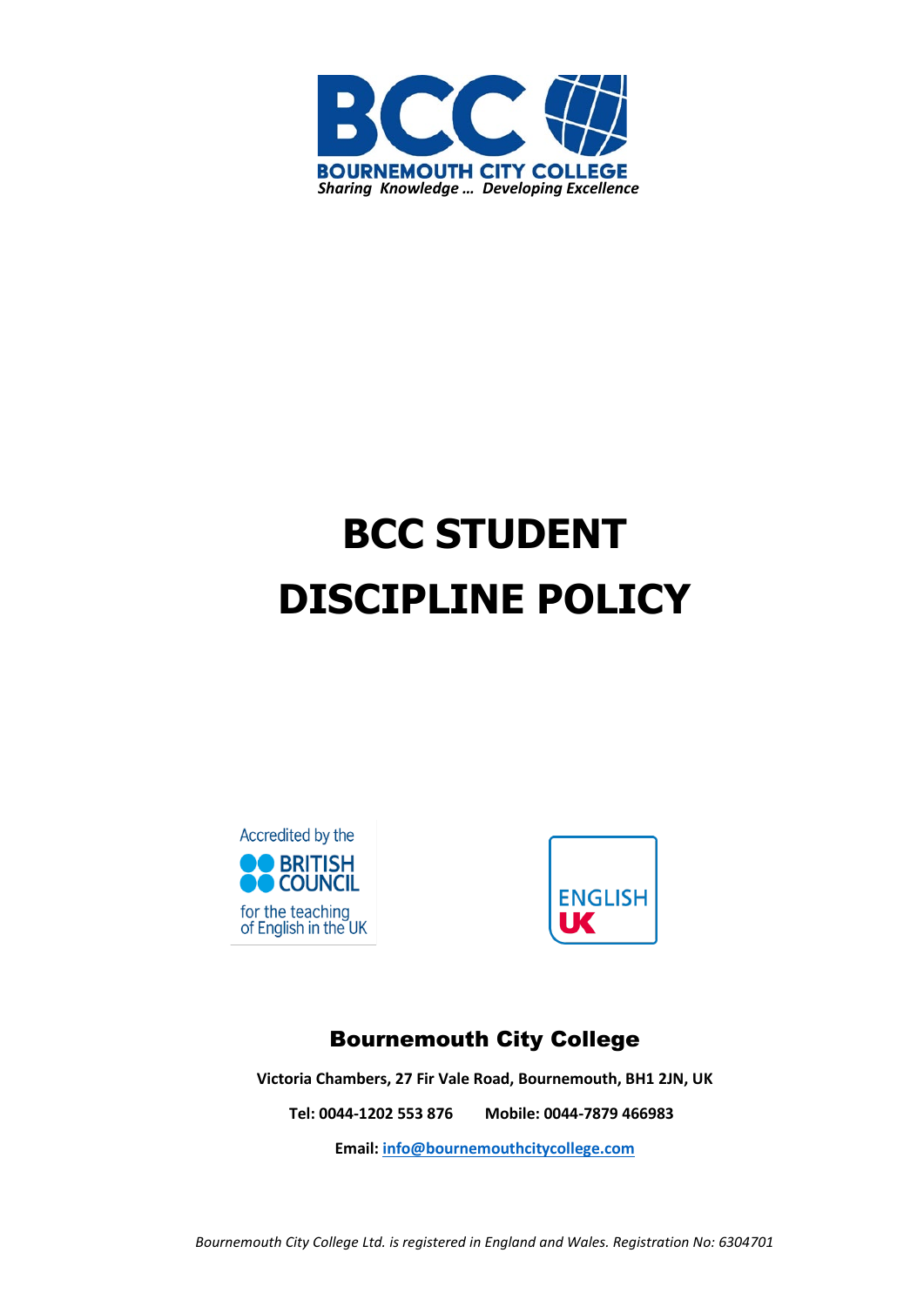BCC

BOURNEMOUTH CITY COLLEGE

*Sharing Knowledge … Developing Excellence*

# BCC STUDENT DISCIPLINE POLICY

Accredited by the BRITISH COUNCIL for the teaching of English in the UK

ENGLISH UK

## Bournemouth City College

**Victoria Chambers, 27 Fir Vale Road, Bournemouth, BH1 2JN, UK**

**Tel: 0044-1202 553 876     Mobile: 0044-7879 466983**

**Email: info@bournemouthcitycollege.com**

*Bournemouth City College Ltd. is registered in England and Wales. Registration No: 6304701*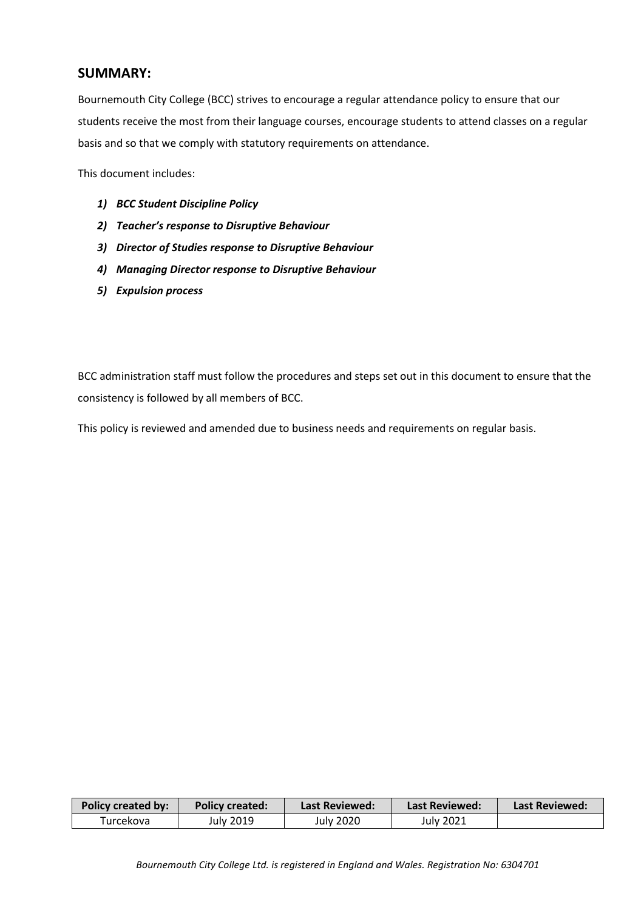## SUMMARY:

Bournemouth City College (BCC) strives to encourage a regular attendance policy to ensure that our students receive the most from their language courses, encourage students to attend classes on a regular basis and so that we comply with statutory requirements on attendance.

This document includes:

1) ***BCC Student Discipline Policy***
2) ***Teacher's response to Disruptive Behaviour***
3) ***Director of Studies response to Disruptive Behaviour***
4) ***Managing Director response to Disruptive Behaviour***
5) ***Expulsion process***

BCC administration staff must follow the procedures and steps set out in this document to ensure that the consistency is followed by all members of BCC.

This policy is reviewed and amended due to business needs and requirements on regular basis.

| Policy created by: | Policy created: | Last Reviewed: | Last Reviewed: | Last Reviewed: |
|---|---|---|---|---|
| Turcekova | July 2019 | July 2020 | July 2021 | |

*Bournemouth City College Ltd. is registered in England and Wales. Registration No: 6304701*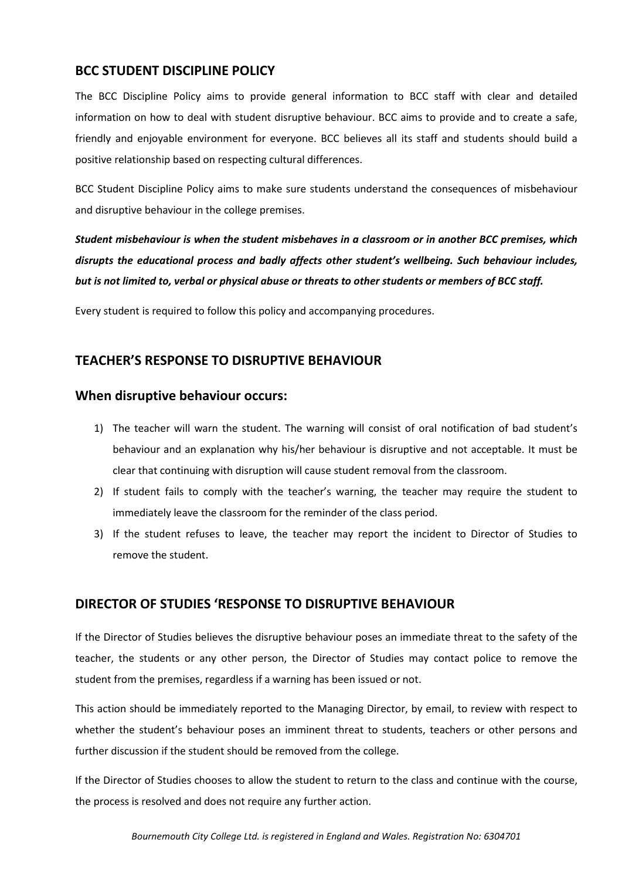## BCC STUDENT DISCIPLINE POLICY

The BCC Discipline Policy aims to provide general information to BCC staff with clear and detailed information on how to deal with student disruptive behaviour. BCC aims to provide and to create a safe, friendly and enjoyable environment for everyone. BCC believes all its staff and students should build a positive relationship based on respecting cultural differences.

BCC Student Discipline Policy aims to make sure students understand the consequences of misbehaviour and disruptive behaviour in the college premises.

***Student misbehaviour is when the student misbehaves in a classroom or in another BCC premises, which disrupts the educational process and badly affects other student's wellbeing. Such behaviour includes, but is not limited to, verbal or physical abuse or threats to other students or members of BCC staff.***

Every student is required to follow this policy and accompanying procedures.

## TEACHER'S RESPONSE TO DISRUPTIVE BEHAVIOUR

### When disruptive behaviour occurs:

1) The teacher will warn the student. The warning will consist of oral notification of bad student's behaviour and an explanation why his/her behaviour is disruptive and not acceptable. It must be clear that continuing with disruption will cause student removal from the classroom.
2) If student fails to comply with the teacher's warning, the teacher may require the student to immediately leave the classroom for the reminder of the class period.
3) If the student refuses to leave, the teacher may report the incident to Director of Studies to remove the student.

## DIRECTOR OF STUDIES 'RESPONSE TO DISRUPTIVE BEHAVIOUR

If the Director of Studies believes the disruptive behaviour poses an immediate threat to the safety of the teacher, the students or any other person, the Director of Studies may contact police to remove the student from the premises, regardless if a warning has been issued or not.

This action should be immediately reported to the Managing Director, by email, to review with respect to whether the student's behaviour poses an imminent threat to students, teachers or other persons and further discussion if the student should be removed from the college.

If the Director of Studies chooses to allow the student to return to the class and continue with the course, the process is resolved and does not require any further action.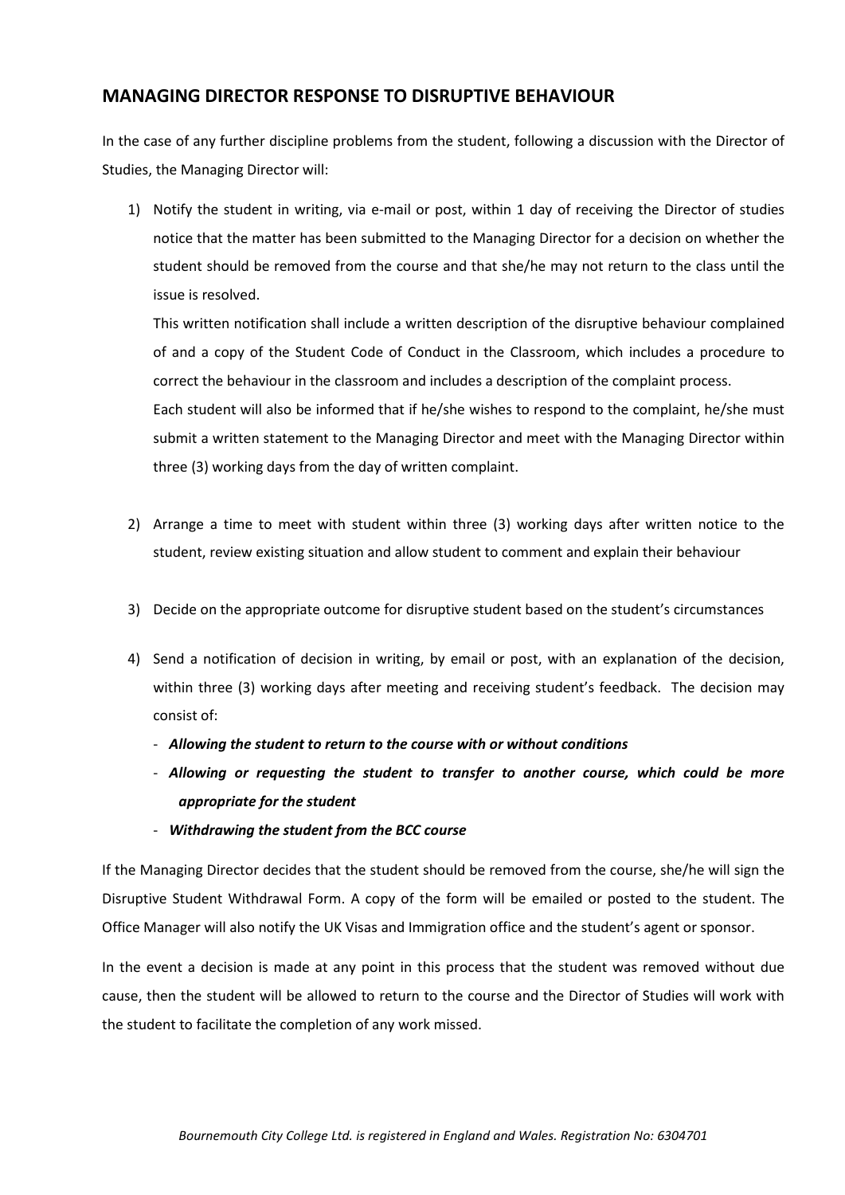## MANAGING DIRECTOR RESPONSE TO DISRUPTIVE BEHAVIOUR

In the case of any further discipline problems from the student, following a discussion with the Director of Studies, the Managing Director will:

1) Notify the student in writing, via e-mail or post, within 1 day of receiving the Director of studies notice that the matter has been submitted to the Managing Director for a decision on whether the student should be removed from the course and that she/he may not return to the class until the issue is resolved.

   This written notification shall include a written description of the disruptive behaviour complained of and a copy of the Student Code of Conduct in the Classroom, which includes a procedure to correct the behaviour in the classroom and includes a description of the complaint process.

   Each student will also be informed that if he/she wishes to respond to the complaint, he/she must submit a written statement to the Managing Director and meet with the Managing Director within three (3) working days from the day of written complaint.

2) Arrange a time to meet with student within three (3) working days after written notice to the student, review existing situation and allow student to comment and explain their behaviour

3) Decide on the appropriate outcome for disruptive student based on the student's circumstances

4) Send a notification of decision in writing, by email or post, with an explanation of the decision, within three (3) working days after meeting and receiving student's feedback. The decision may consist of:
   - ***Allowing the student to return to the course with or without conditions***
   - ***Allowing or requesting the student to transfer to another course, which could be more appropriate for the student***
   - ***Withdrawing the student from the BCC course***

If the Managing Director decides that the student should be removed from the course, she/he will sign the Disruptive Student Withdrawal Form. A copy of the form will be emailed or posted to the student. The Office Manager will also notify the UK Visas and Immigration office and the student's agent or sponsor.

In the event a decision is made at any point in this process that the student was removed without due cause, then the student will be allowed to return to the course and the Director of Studies will work with the student to facilitate the completion of any work missed.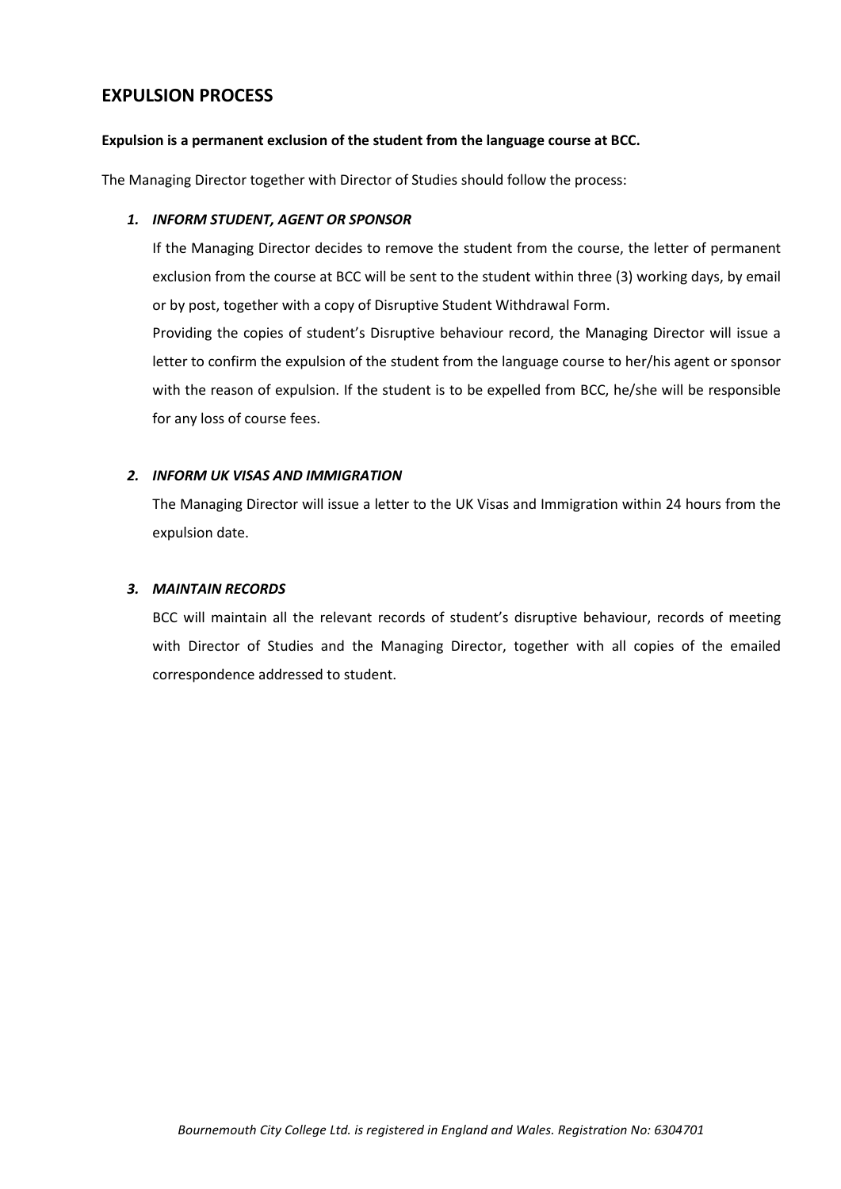## EXPULSION PROCESS

**Expulsion is a permanent exclusion of the student from the language course at BCC.**

The Managing Director together with Director of Studies should follow the process:

1. ***INFORM STUDENT, AGENT OR SPONSOR***

   If the Managing Director decides to remove the student from the course, the letter of permanent exclusion from the course at BCC will be sent to the student within three (3) working days, by email or by post, together with a copy of Disruptive Student Withdrawal Form.

   Providing the copies of student's Disruptive behaviour record, the Managing Director will issue a letter to confirm the expulsion of the student from the language course to her/his agent or sponsor with the reason of expulsion. If the student is to be expelled from BCC, he/she will be responsible for any loss of course fees.

2. ***INFORM UK VISAS AND IMMIGRATION***

   The Managing Director will issue a letter to the UK Visas and Immigration within 24 hours from the expulsion date.

3. ***MAINTAIN RECORDS***

   BCC will maintain all the relevant records of student's disruptive behaviour, records of meeting with Director of Studies and the Managing Director, together with all copies of the emailed correspondence addressed to student.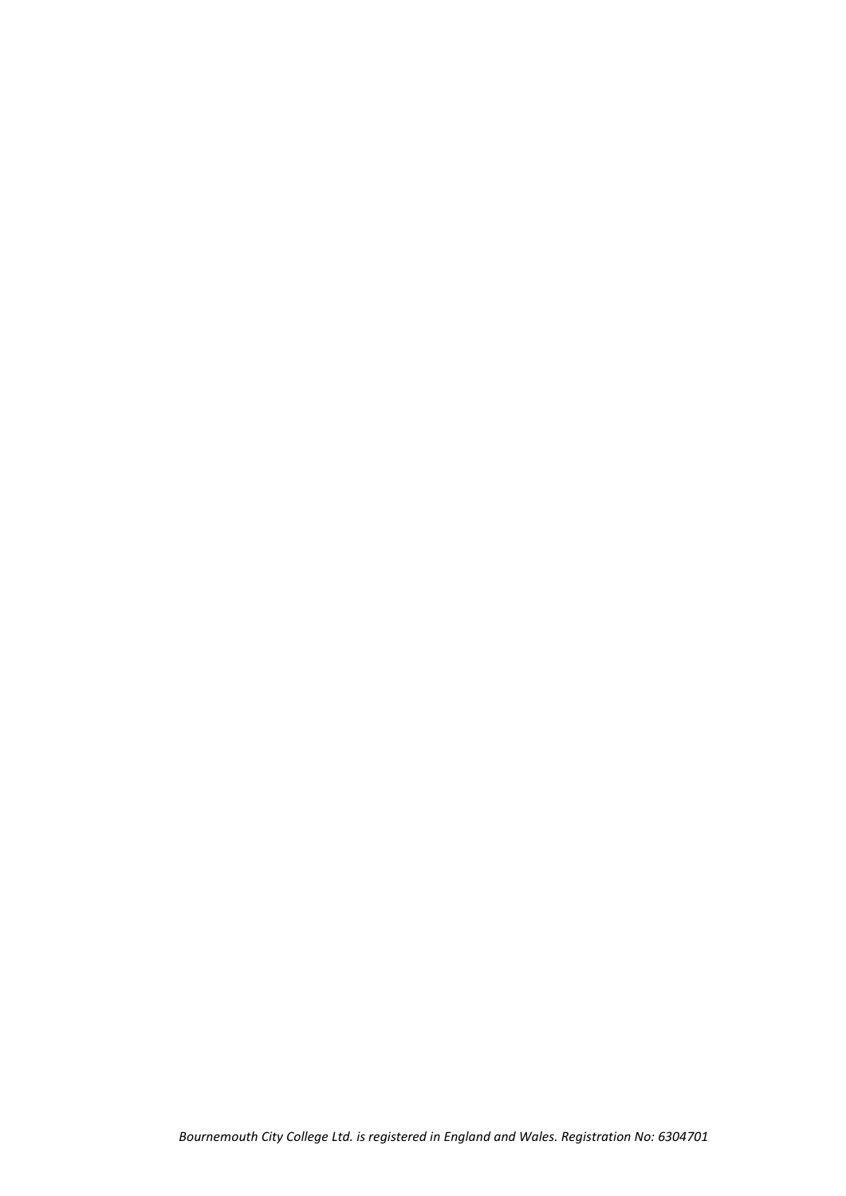*Bournemouth City College Ltd. is registered in England and Wales. Registration No: 6304701*